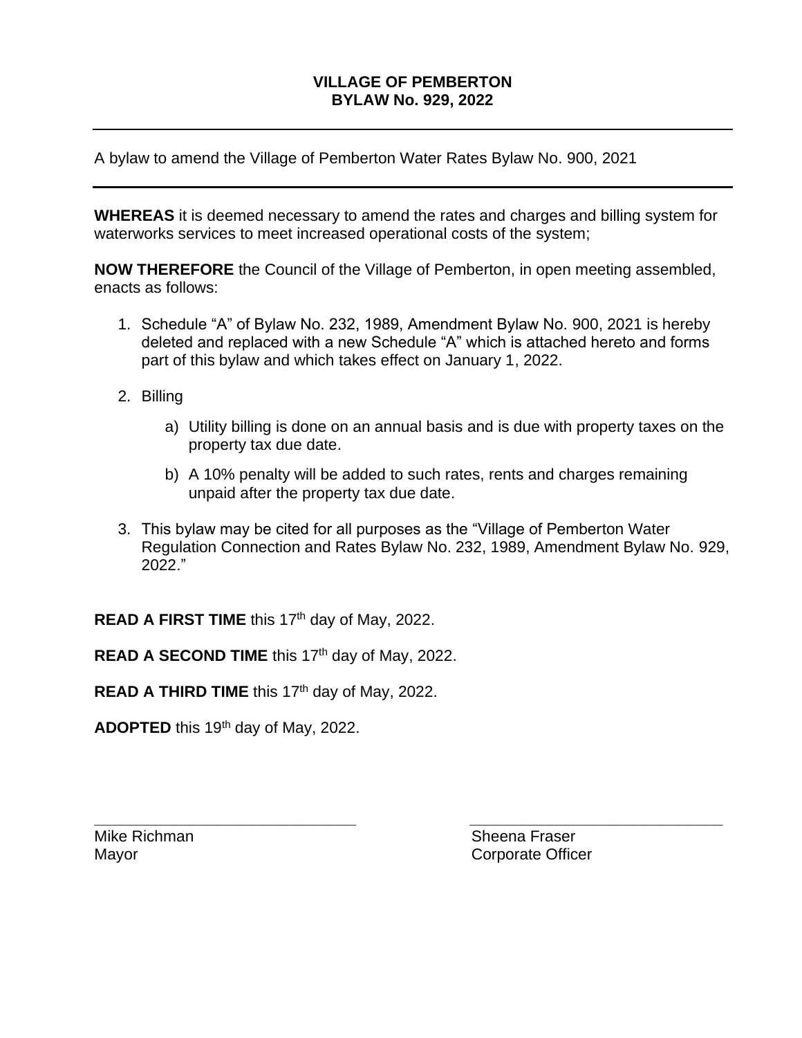# VILLAGE OF PEMBERTON
# BYLAW No. 929, 2022

---

A bylaw to amend the Village of Pemberton Water Rates Bylaw No. 900, 2021

---

**WHEREAS** it is deemed necessary to amend the rates and charges and billing system for waterworks services to meet increased operational costs of the system;

**NOW THEREFORE** the Council of the Village of Pemberton, in open meeting assembled, enacts as follows:

1. Schedule "A" of Bylaw No. 232, 1989, Amendment Bylaw No. 900, 2021 is hereby deleted and replaced with a new Schedule "A" which is attached hereto and forms part of this bylaw and which takes effect on January 1, 2022.

2. Billing

   a) Utility billing is done on an annual basis and is due with property taxes on the property tax due date.

   b) A 10% penalty will be added to such rates, rents and charges remaining unpaid after the property tax due date.

3. This bylaw may be cited for all purposes as the "Village of Pemberton Water Regulation Connection and Rates Bylaw No. 232, 1989, Amendment Bylaw No. 929, 2022."

**READ A FIRST TIME** this 17th day of May, 2022.

**READ A SECOND TIME** this 17th day of May, 2022.

**READ A THIRD TIME** this 17th day of May, 2022.

**ADOPTED** this 19th day of May, 2022.

| | |
|---|---|
| Mike Richman | Sheena Fraser |
| Mayor | Corporate Officer |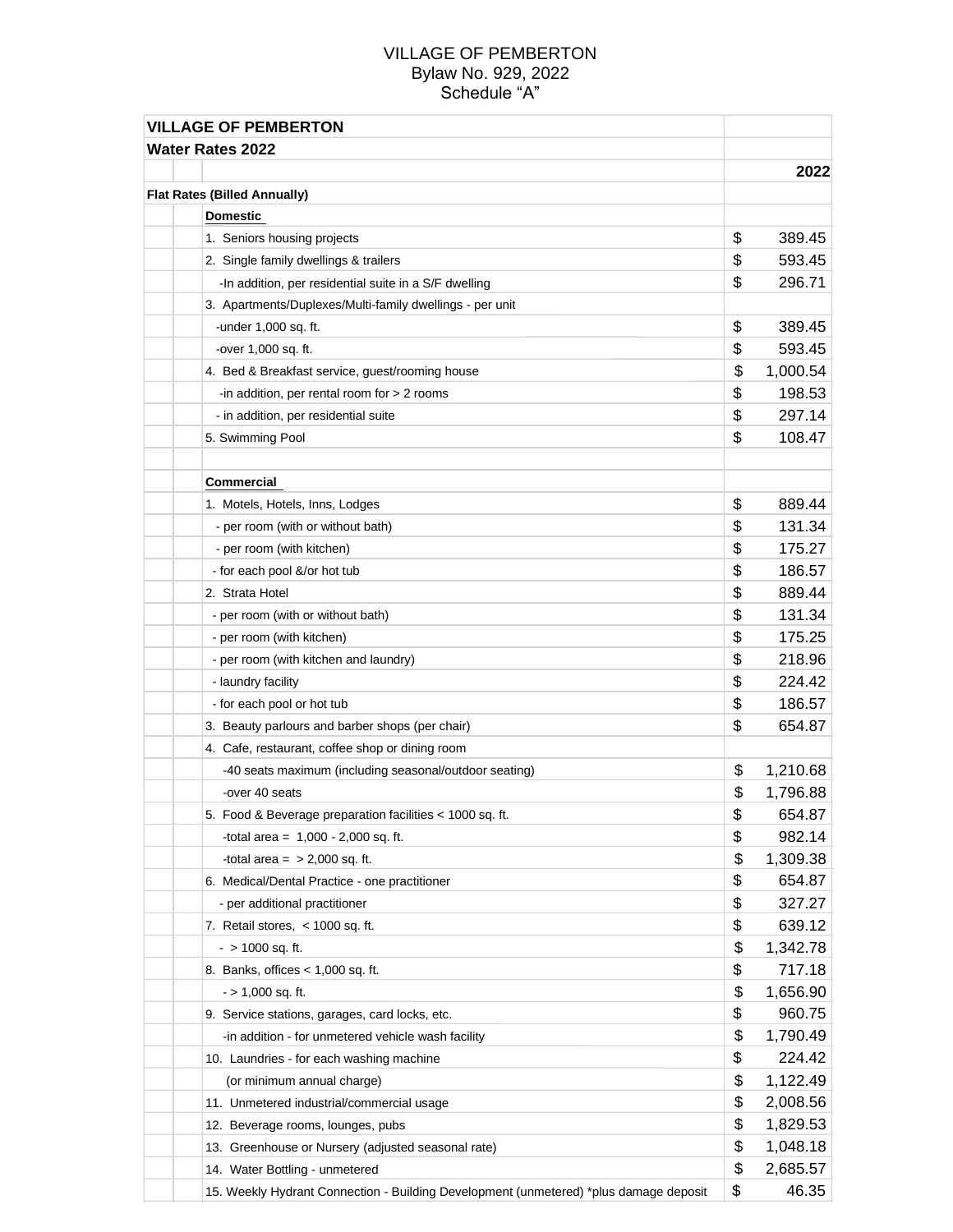VILLAGE OF PEMBERTON
Bylaw No. 929, 2022
Schedule "A"

| | |
|---|---|
| **VILLAGE OF PEMBERTON** | |
| **Water Rates 2022** | |
| | **2022** |
| **Flat Rates (Billed Annually)** | |
| **Domestic** | |
| 1. Seniors housing projects | $ 389.45 |
| 2. Single family dwellings & trailers | $ 593.45 |
| -In addition, per residential suite in a S/F dwelling | $ 296.71 |
| 3. Apartments/Duplexes/Multi-family dwellings - per unit | |
| -under 1,000 sq. ft. | $ 389.45 |
| -over 1,000 sq. ft. | $ 593.45 |
| 4. Bed & Breakfast service, guest/rooming house | $ 1,000.54 |
| -in addition, per rental room for > 2 rooms | $ 198.53 |
| - in addition, per residential suite | $ 297.14 |
| 5. Swimming Pool | $ 108.47 |
| | |
| **Commercial** | |
| 1. Motels, Hotels, Inns, Lodges | $ 889.44 |
| - per room (with or without bath) | $ 131.34 |
| - per room (with kitchen) | $ 175.27 |
| - for each pool &/or hot tub | $ 186.57 |
| 2. Strata Hotel | $ 889.44 |
| - per room (with or without bath) | $ 131.34 |
| - per room (with kitchen) | $ 175.25 |
| - per room (with kitchen and laundry) | $ 218.96 |
| - laundry facility | $ 224.42 |
| - for each pool or hot tub | $ 186.57 |
| 3. Beauty parlours and barber shops (per chair) | $ 654.87 |
| 4. Cafe, restaurant, coffee shop or dining room | |
| -40 seats maximum (including seasonal/outdoor seating) | $ 1,210.68 |
| -over 40 seats | $ 1,796.88 |
| 5. Food & Beverage preparation facilities < 1000 sq. ft. | $ 654.87 |
| -total area = 1,000 - 2,000 sq. ft. | $ 982.14 |
| -total area = > 2,000 sq. ft. | $ 1,309.38 |
| 6. Medical/Dental Practice - one practitioner | $ 654.87 |
| - per additional practitioner | $ 327.27 |
| 7. Retail stores, < 1000 sq. ft. | $ 639.12 |
| - > 1000 sq. ft. | $ 1,342.78 |
| 8. Banks, offices < 1,000 sq. ft. | $ 717.18 |
| - > 1,000 sq. ft. | $ 1,656.90 |
| 9. Service stations, garages, card locks, etc. | $ 960.75 |
| -in addition - for unmetered vehicle wash facility | $ 1,790.49 |
| 10. Laundries - for each washing machine | $ 224.42 |
| (or minimum annual charge) | $ 1,122.49 |
| 11. Unmetered industrial/commercial usage | $ 2,008.56 |
| 12. Beverage rooms, lounges, pubs | $ 1,829.53 |
| 13. Greenhouse or Nursery (adjusted seasonal rate) | $ 1,048.18 |
| 14. Water Bottling - unmetered | $ 2,685.57 |
| 15. Weekly Hydrant Connection - Building Development (unmetered) *plus damage deposit | $ 46.35 |